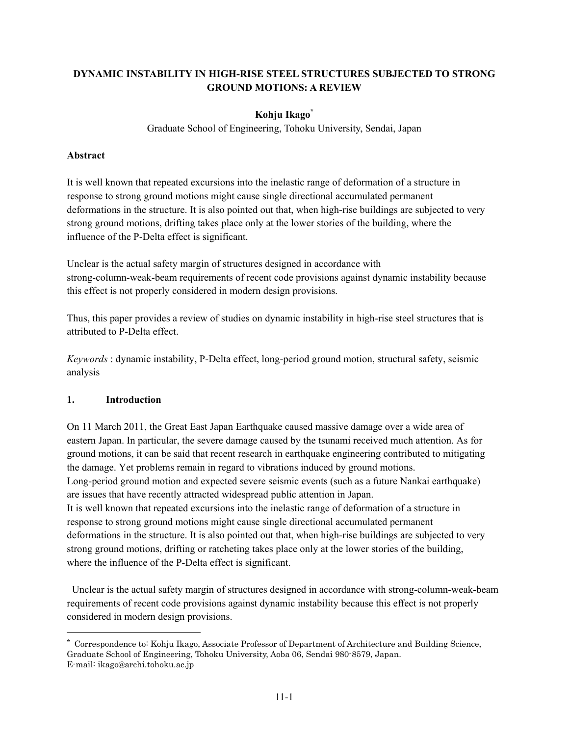# DYNAMIC INSTABILITY IN HIGH-RISE STEEL STRUCTURES SUBJECTED TO STRONG GROUND MOTIONS: A REVIEW

**Kohju Ikago***

Graduate School of Engineering, Tohoku University, Sendai, Japan

**Abstract**

It is well known that repeated excursions into the inelastic range of deformation of a structure in response to strong ground motions might cause single directional accumulated permanent deformations in the structure. It is also pointed out that, when high-rise buildings are subjected to very strong ground motions, drifting takes place only at the lower stories of the building, where the influence of the P-Delta effect is significant.

Unclear is the actual safety margin of structures designed in accordance with strong-column-weak-beam requirements of recent code provisions against dynamic instability because this effect is not properly considered in modern design provisions.

Thus, this paper provides a review of studies on dynamic instability in high-rise steel structures that is attributed to P-Delta effect.

*Keywords* : dynamic instability, P-Delta effect, long-period ground motion, structural safety, seismic analysis

## 1. Introduction

On 11 March 2011, the Great East Japan Earthquake caused massive damage over a wide area of eastern Japan. In particular, the severe damage caused by the tsunami received much attention. As for ground motions, it can be said that recent research in earthquake engineering contributed to mitigating the damage. Yet problems remain in regard to vibrations induced by ground motions.
Long-period ground motion and expected severe seismic events (such as a future Nankai earthquake) are issues that have recently attracted widespread public attention in Japan.
It is well known that repeated excursions into the inelastic range of deformation of a structure in response to strong ground motions might cause single directional accumulated permanent deformations in the structure. It is also pointed out that, when high-rise buildings are subjected to very strong ground motions, drifting or ratcheting takes place only at the lower stories of the building, where the influence of the P-Delta effect is significant.

Unclear is the actual safety margin of structures designed in accordance with strong-column-weak-beam requirements of recent code provisions against dynamic instability because this effect is not properly considered in modern design provisions.

---

* Correspondence to: Kohju Ikago, Associate Professor of Department of Architecture and Building Science, Graduate School of Engineering, Tohoku University, Aoba 06, Sendai 980-8579, Japan.
E-mail: ikago@archi.tohoku.ac.jp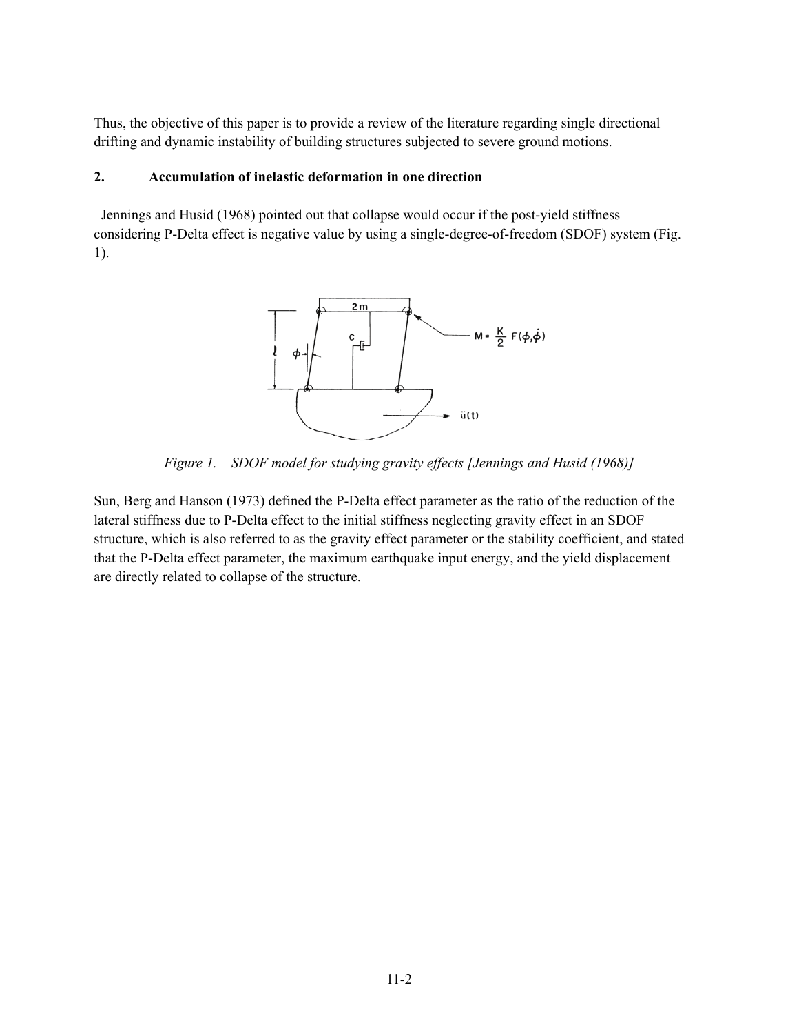Thus, the objective of this paper is to provide a review of the literature regarding single directional drifting and dynamic instability of building structures subjected to severe ground motions.

## 2. Accumulation of inelastic deformation in one direction

Jennings and Husid (1968) pointed out that collapse would occur if the post-yield stiffness considering P-Delta effect is negative value by using a single-degree-of-freedom (SDOF) system (Fig. 1).

*Figure 1. SDOF model for studying gravity effects [Jennings and Husid (1968)]*

Sun, Berg and Hanson (1973) defined the P-Delta effect parameter as the ratio of the reduction of the lateral stiffness due to P-Delta effect to the initial stiffness neglecting gravity effect in an SDOF structure, which is also referred to as the gravity effect parameter or the stability coefficient, and stated that the P-Delta effect parameter, the maximum earthquake input energy, and the yield displacement are directly related to collapse of the structure.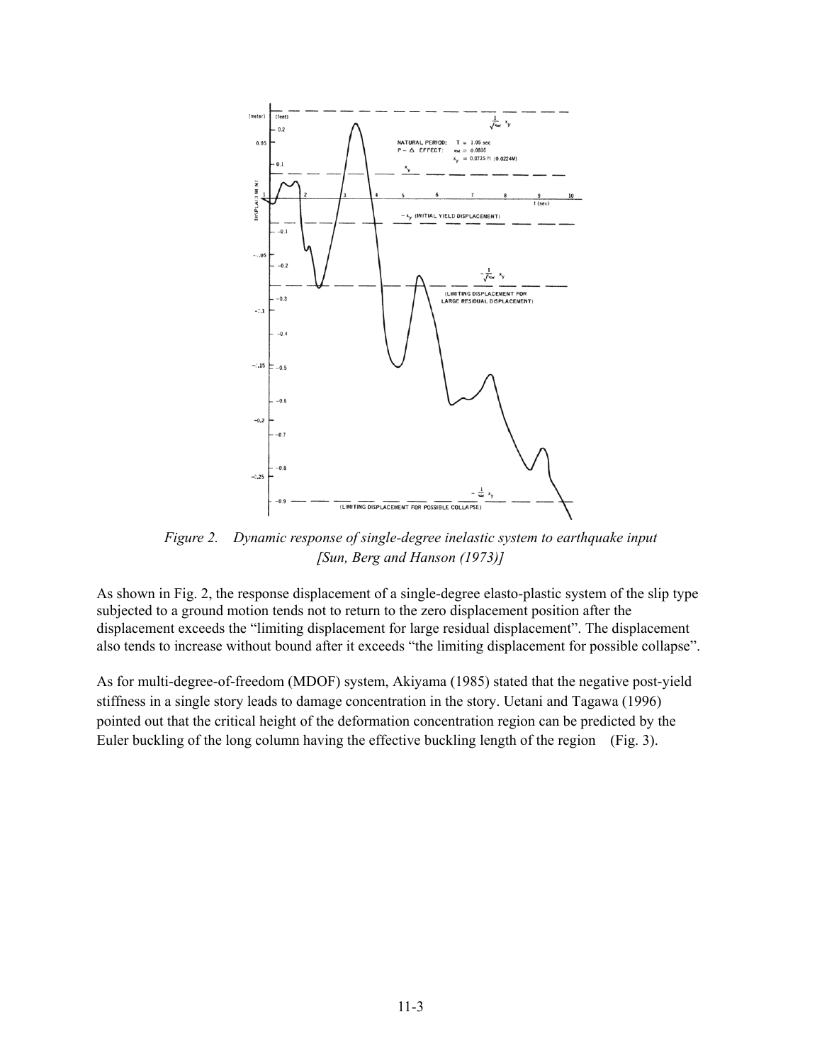*Figure 2. Dynamic response of single-degree inelastic system to earthquake input [Sun, Berg and Hanson (1973)]*

As shown in Fig. 2, the response displacement of a single-degree elasto-plastic system of the slip type subjected to a ground motion tends not to return to the zero displacement position after the displacement exceeds the "limiting displacement for large residual displacement". The displacement also tends to increase without bound after it exceeds "the limiting displacement for possible collapse".

As for multi-degree-of-freedom (MDOF) system, Akiyama (1985) stated that the negative post-yield stiffness in a single story leads to damage concentration in the story. Uetani and Tagawa (1996) pointed out that the critical height of the deformation concentration region can be predicted by the Euler buckling of the long column having the effective buckling length of the region (Fig. 3).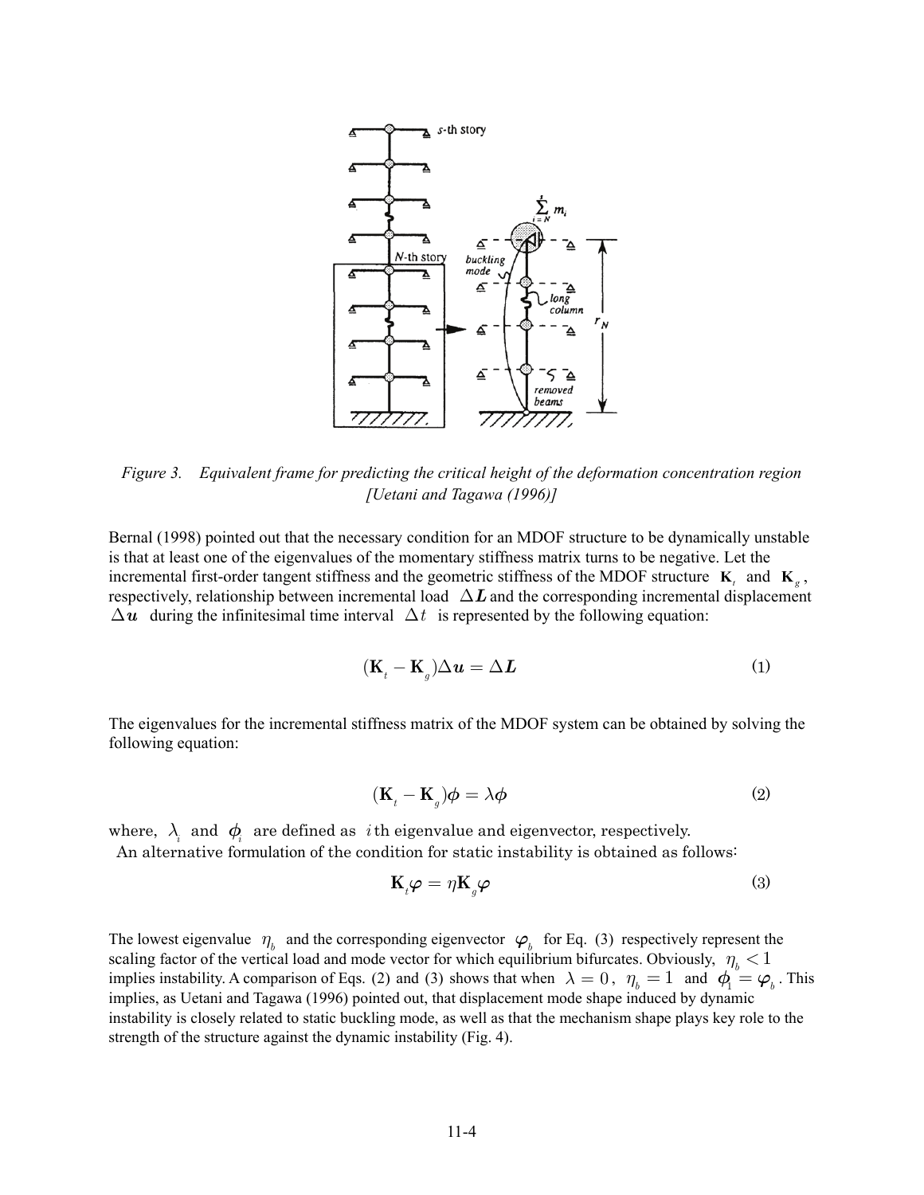*Figure 3. Equivalent frame for predicting the critical height of the deformation concentration region [Uetani and Tagawa (1996)]*

Bernal (1998) pointed out that the necessary condition for an MDOF structure to be dynamically unstable is that at least one of the eigenvalues of the momentary stiffness matrix turns to be negative. Let the incremental first-order tangent stiffness and the geometric stiffness of the MDOF structure $\mathbf{K}_t$ and $\mathbf{K}_g$, respectively, relationship between incremental load $\Delta \boldsymbol{L}$ and the corresponding incremental displacement $\Delta \boldsymbol{u}$ during the infinitesimal time interval $\Delta t$ is represented by the following equation:

$$(\mathbf{K}_t - \mathbf{K}_g)\Delta \boldsymbol{u} = \Delta \boldsymbol{L} \tag{1}$$

The eigenvalues for the incremental stiffness matrix of the MDOF system can be obtained by solving the following equation:

$$(\mathbf{K}_t - \mathbf{K}_g)\boldsymbol{\phi} = \lambda \boldsymbol{\phi} \tag{2}$$

where, $\lambda_i$ and $\boldsymbol{\phi}_i$ are defined as $i$th eigenvalue and eigenvector, respectively.

An alternative formulation of the condition for static instability is obtained as follows:

$$\mathbf{K}_t \boldsymbol{\varphi} = \eta \mathbf{K}_g \boldsymbol{\varphi} \tag{3}$$

The lowest eigenvalue $\eta_b$ and the corresponding eigenvector $\boldsymbol{\varphi}_b$ for Eq. (3) respectively represent the scaling factor of the vertical load and mode vector for which equilibrium bifurcates. Obviously, $\eta_b < 1$ implies instability. A comparison of Eqs. (2) and (3) shows that when $\lambda = 0$, $\eta_b = 1$ and $\boldsymbol{\phi}_1 = \boldsymbol{\varphi}_b$. This implies, as Uetani and Tagawa (1996) pointed out, that displacement mode shape induced by dynamic instability is closely related to static buckling mode, as well as that the mechanism shape plays key role to the strength of the structure against the dynamic instability (Fig. 4).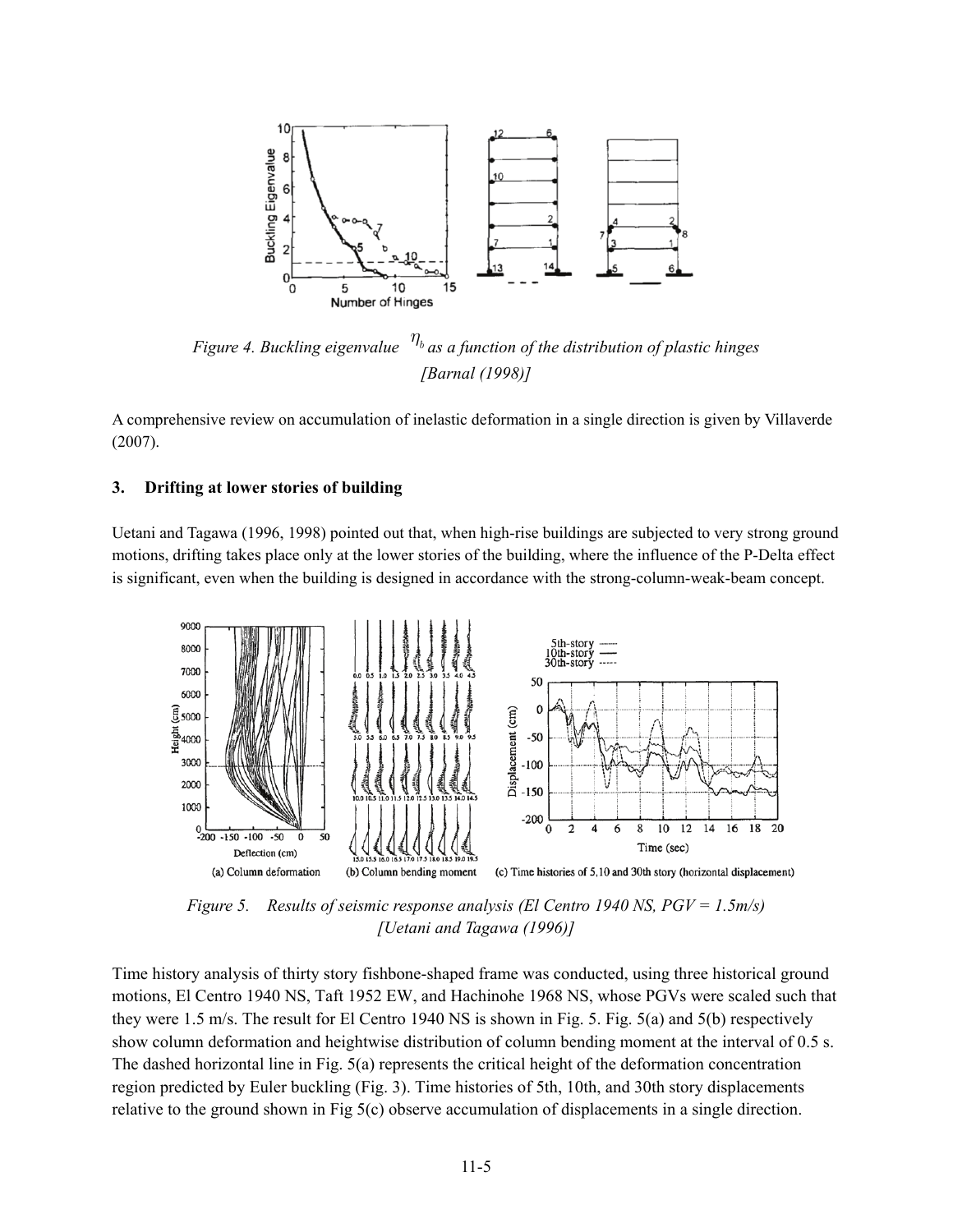*Figure 4. Buckling eigenvalue $\eta_b$ as a function of the distribution of plastic hinges [Barnal (1998)]*

A comprehensive review on accumulation of inelastic deformation in a single direction is given by Villaverde (2007).

### 3. Drifting at lower stories of building

Uetani and Tagawa (1996, 1998) pointed out that, when high-rise buildings are subjected to very strong ground motions, drifting takes place only at the lower stories of the building, where the influence of the P-Delta effect is significant, even when the building is designed in accordance with the strong-column-weak-beam concept.

*Figure 5. Results of seismic response analysis (El Centro 1940 NS, PGV = 1.5m/s) [Uetani and Tagawa (1996)]*

Time history analysis of thirty story fishbone-shaped frame was conducted, using three historical ground motions, El Centro 1940 NS, Taft 1952 EW, and Hachinohe 1968 NS, whose PGVs were scaled such that they were 1.5 m/s. The result for El Centro 1940 NS is shown in Fig. 5. Fig. 5(a) and 5(b) respectively show column deformation and heightwise distribution of column bending moment at the interval of 0.5 s. The dashed horizontal line in Fig. 5(a) represents the critical height of the deformation concentration region predicted by Euler buckling (Fig. 3). Time histories of 5th, 10th, and 30th story displacements relative to the ground shown in Fig 5(c) observe accumulation of displacements in a single direction.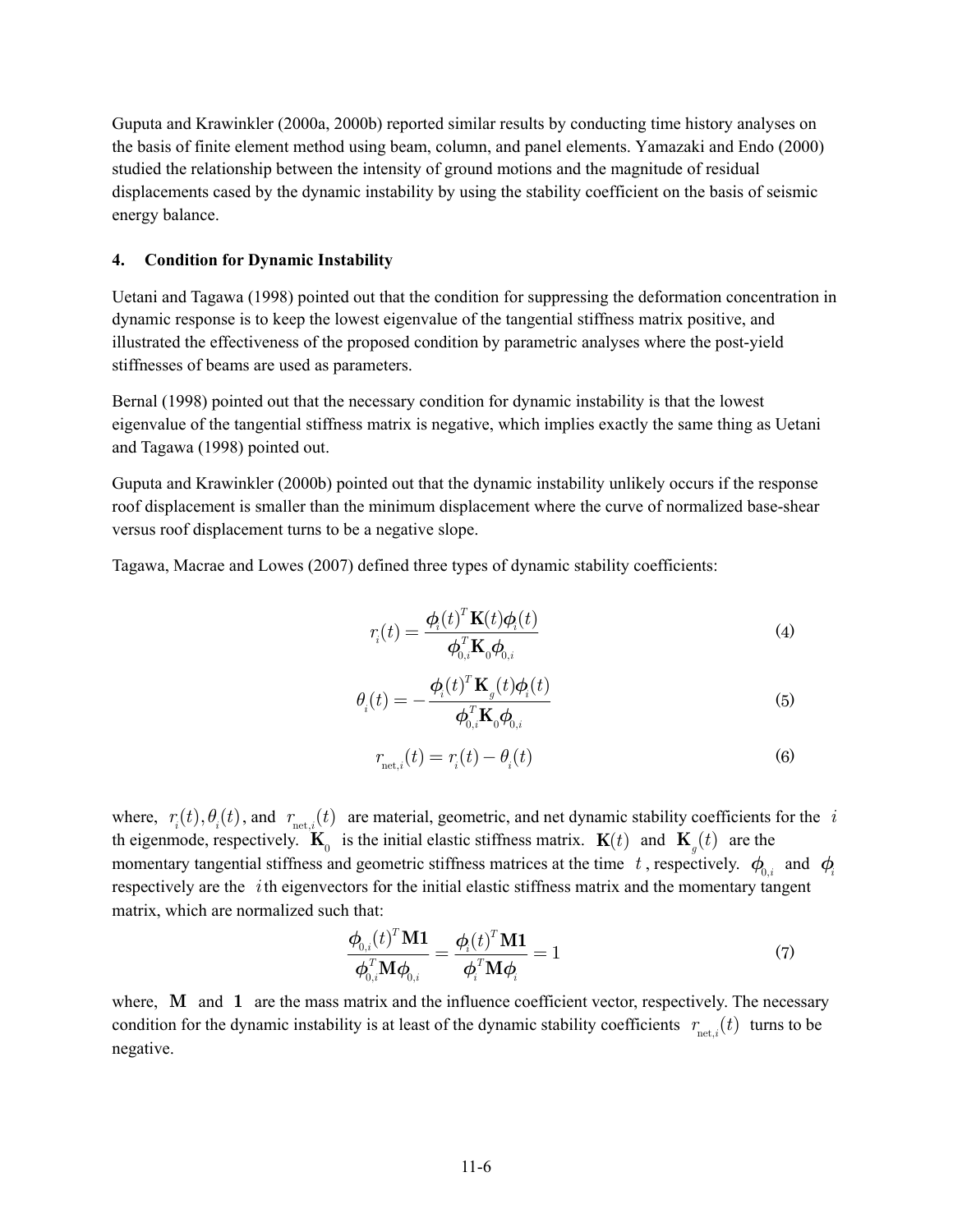Guputa and Krawinkler (2000a, 2000b) reported similar results by conducting time history analyses on the basis of finite element method using beam, column, and panel elements. Yamazaki and Endo (2000) studied the relationship between the intensity of ground motions and the magnitude of residual displacements cased by the dynamic instability by using the stability coefficient on the basis of seismic energy balance.

### 4. Condition for Dynamic Instability

Uetani and Tagawa (1998) pointed out that the condition for suppressing the deformation concentration in dynamic response is to keep the lowest eigenvalue of the tangential stiffness matrix positive, and illustrated the effectiveness of the proposed condition by parametric analyses where the post-yield stiffnesses of beams are used as parameters.

Bernal (1998) pointed out that the necessary condition for dynamic instability is that the lowest eigenvalue of the tangential stiffness matrix is negative, which implies exactly the same thing as Uetani and Tagawa (1998) pointed out.

Guputa and Krawinkler (2000b) pointed out that the dynamic instability unlikely occurs if the response roof displacement is smaller than the minimum displacement where the curve of normalized base-shear versus roof displacement turns to be a negative slope.

Tagawa, Macrae and Lowes (2007) defined three types of dynamic stability coefficients:

$$r_i(t) = \frac{\boldsymbol{\phi}_i(t)^T \mathbf{K}(t) \boldsymbol{\phi}_i(t)}{\boldsymbol{\phi}_{0,i}^T \mathbf{K}_0 \boldsymbol{\phi}_{0,i}} \tag{4}$$

$$\theta_i(t) = -\frac{\boldsymbol{\phi}_i(t)^T \mathbf{K}_g(t) \boldsymbol{\phi}_i(t)}{\boldsymbol{\phi}_{0,i}^T \mathbf{K}_0 \boldsymbol{\phi}_{0,i}} \tag{5}$$

$$r_{\mathrm{net},i}(t) = r_i(t) - \theta_i(t) \tag{6}$$

where, $r_i(t), \theta_i(t)$, and $r_{\mathrm{net},i}(t)$ are material, geometric, and net dynamic stability coefficients for the $i$ th eigenmode, respectively. $\mathbf{K}_0$ is the initial elastic stiffness matrix. $\mathbf{K}(t)$ and $\mathbf{K}_g(t)$ are the momentary tangential stiffness and geometric stiffness matrices at the time $t$, respectively. $\boldsymbol{\phi}_{0,i}$ and $\boldsymbol{\phi}_i$ respectively are the $i$th eigenvectors for the initial elastic stiffness matrix and the momentary tangent matrix, which are normalized such that:

$$\frac{\boldsymbol{\phi}_{0,i}(t)^T \mathbf{M1}}{\boldsymbol{\phi}_{0,i}^T \mathbf{M} \boldsymbol{\phi}_{0,i}} = \frac{\boldsymbol{\phi}_i(t)^T \mathbf{M1}}{\boldsymbol{\phi}_i^T \mathbf{M} \boldsymbol{\phi}_i} = 1 \tag{7}$$

where, $\mathbf{M}$ and $\mathbf{1}$ are the mass matrix and the influence coefficient vector, respectively. The necessary condition for the dynamic instability is at least of the dynamic stability coefficients $r_{\mathrm{net},i}(t)$ turns to be negative.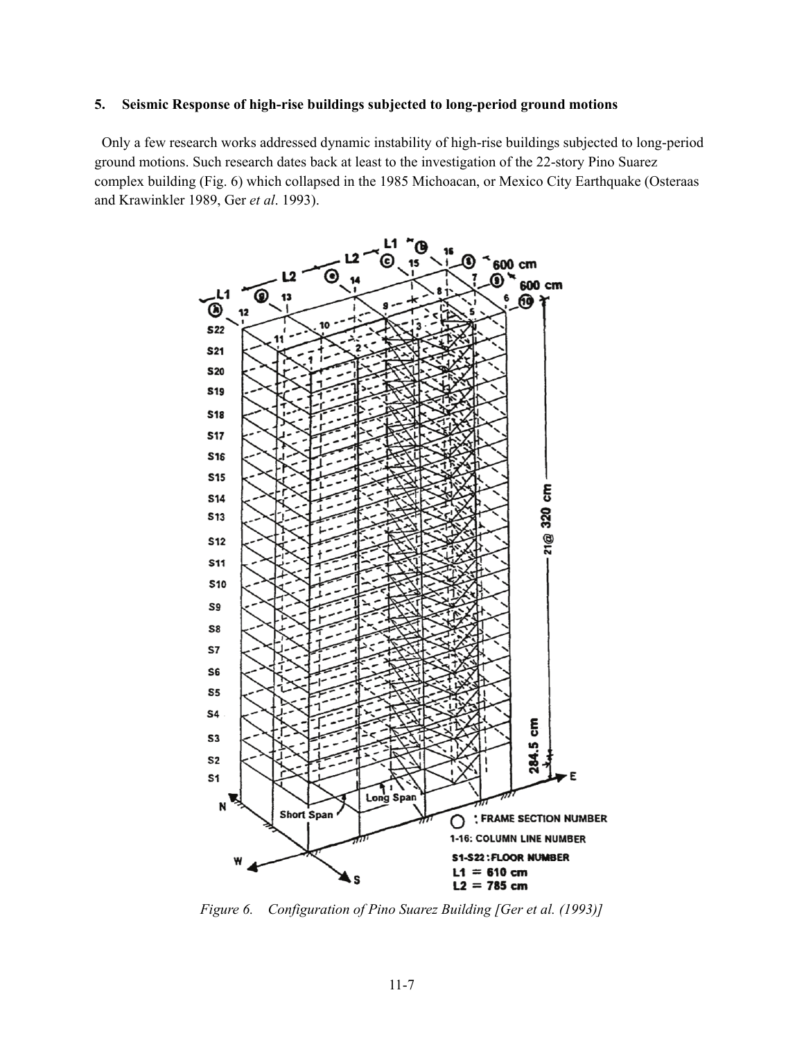### 5. Seismic Response of high-rise buildings subjected to long-period ground motions

Only a few research works addressed dynamic instability of high-rise buildings subjected to long-period ground motions. Such research dates back at least to the investigation of the 22-story Pino Suarez complex building (Fig. 6) which collapsed in the 1985 Michoacan, or Mexico City Earthquake (Osteraas and Krawinkler 1989, Ger *et al*. 1993).

*Figure 6. Configuration of Pino Suarez Building [Ger et al. (1993)]*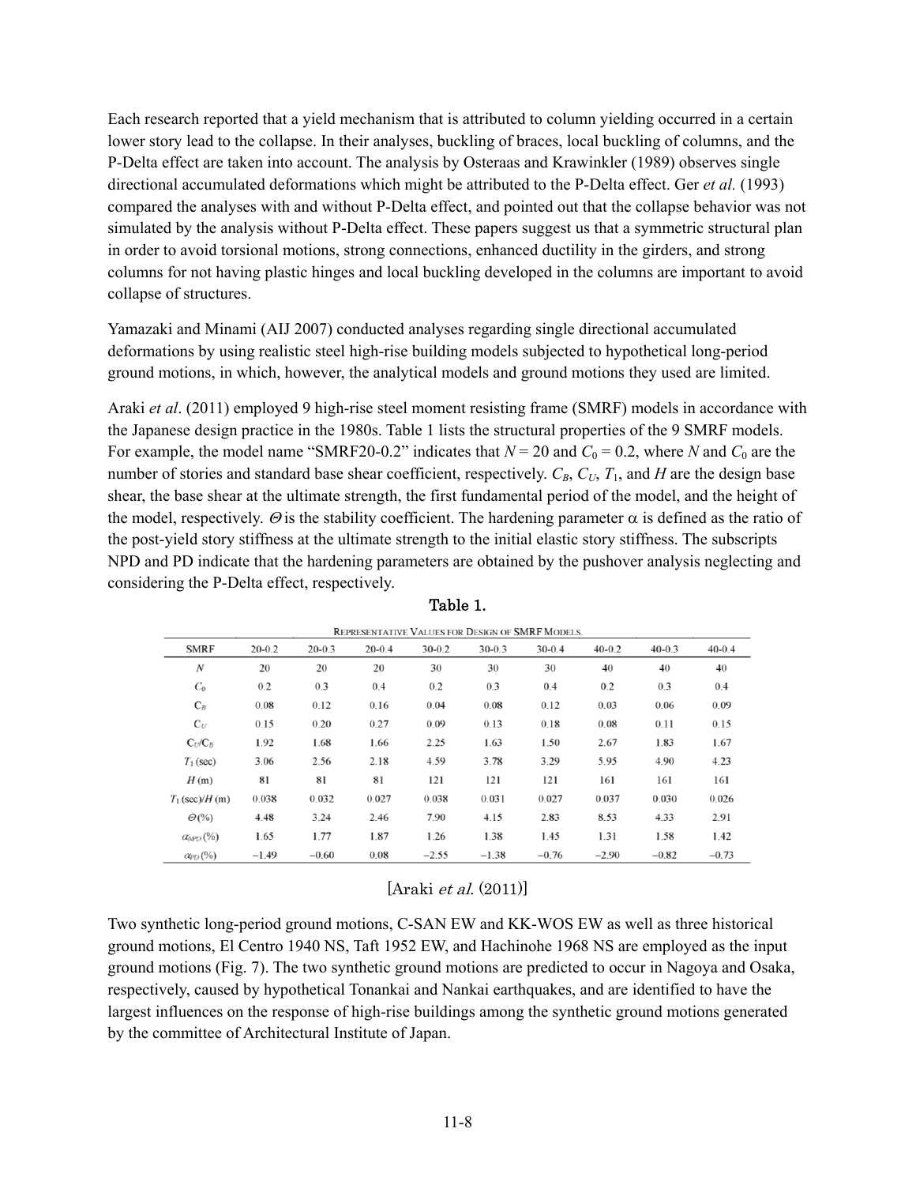Each research reported that a yield mechanism that is attributed to column yielding occurred in a certain lower story lead to the collapse. In their analyses, buckling of braces, local buckling of columns, and the P-Delta effect are taken into account. The analysis by Osteraas and Krawinkler (1989) observes single directional accumulated deformations which might be attributed to the P-Delta effect. Ger *et al.* (1993) compared the analyses with and without P-Delta effect, and pointed out that the collapse behavior was not simulated by the analysis without P-Delta effect. These papers suggest us that a symmetric structural plan in order to avoid torsional motions, strong connections, enhanced ductility in the girders, and strong columns for not having plastic hinges and local buckling developed in the columns are important to avoid collapse of structures.

Yamazaki and Minami (AIJ 2007) conducted analyses regarding single directional accumulated deformations by using realistic steel high-rise building models subjected to hypothetical long-period ground motions, in which, however, the analytical models and ground motions they used are limited.

Araki *et al*. (2011) employed 9 high-rise steel moment resisting frame (SMRF) models in accordance with the Japanese design practice in the 1980s. Table 1 lists the structural properties of the 9 SMRF models. For example, the model name "SMRF20-0.2" indicates that $N = 20$ and $C_0 = 0.2$, where $N$ and $C_0$ are the number of stories and standard base shear coefficient, respectively. $C_B$, $C_U$, $T_1$, and $H$ are the design base shear, the base shear at the ultimate strength, the first fundamental period of the model, and the height of the model, respectively. $\Theta$ is the stability coefficient. The hardening parameter $\alpha$ is defined as the ratio of the post-yield story stiffness at the ultimate strength to the initial elastic story stiffness. The subscripts NPD and PD indicate that the hardening parameters are obtained by the pushover analysis neglecting and considering the P-Delta effect, respectively.

Table 1.

REPRESENTATIVE VALUES FOR DESIGN OF SMRF MODELS.

| SMRF | 20-0.2 | 20-0.3 | 20-0.4 | 30-0.2 | 30-0.3 | 30-0.4 | 40-0.2 | 40-0.3 | 40-0.4 |
|---|---|---|---|---|---|---|---|---|---|
| $N$ | 20 | 20 | 20 | 30 | 30 | 30 | 40 | 40 | 40 |
| $C_0$ | 0.2 | 0.3 | 0.4 | 0.2 | 0.3 | 0.4 | 0.2 | 0.3 | 0.4 |
| $C_B$ | 0.08 | 0.12 | 0.16 | 0.04 | 0.08 | 0.12 | 0.03 | 0.06 | 0.09 |
| $C_U$ | 0.15 | 0.20 | 0.27 | 0.09 | 0.13 | 0.18 | 0.08 | 0.11 | 0.15 |
| $C_U/C_B$ | 1.92 | 1.68 | 1.66 | 2.25 | 1.63 | 1.50 | 2.67 | 1.83 | 1.67 |
| $T_1$ (sec) | 3.06 | 2.56 | 2.18 | 4.59 | 3.78 | 3.29 | 5.95 | 4.90 | 4.23 |
| $H$ (m) | 81 | 81 | 81 | 121 | 121 | 121 | 161 | 161 | 161 |
| $T_1$ (sec)/$H$ (m) | 0.038 | 0.032 | 0.027 | 0.038 | 0.031 | 0.027 | 0.037 | 0.030 | 0.026 |
| $\Theta$(%) | 4.48 | 3.24 | 2.46 | 7.90 | 4.15 | 2.83 | 8.53 | 4.33 | 2.91 |
| $\alpha_{NPD}$ (%) | 1.65 | 1.77 | 1.87 | 1.26 | 1.38 | 1.45 | 1.31 | 1.58 | 1.42 |
| $\alpha_{PD}$ (%) | −1.49 | −0.60 | 0.08 | −2.55 | −1.38 | −0.76 | −2.90 | −0.82 | −0.73 |

[Araki *et al*. (2011)]

Two synthetic long-period ground motions, C-SAN EW and KK-WOS EW as well as three historical ground motions, El Centro 1940 NS, Taft 1952 EW, and Hachinohe 1968 NS are employed as the input ground motions (Fig. 7). The two synthetic ground motions are predicted to occur in Nagoya and Osaka, respectively, caused by hypothetical Tonankai and Nankai earthquakes, and are identified to have the largest influences on the response of high-rise buildings among the synthetic ground motions generated by the committee of Architectural Institute of Japan.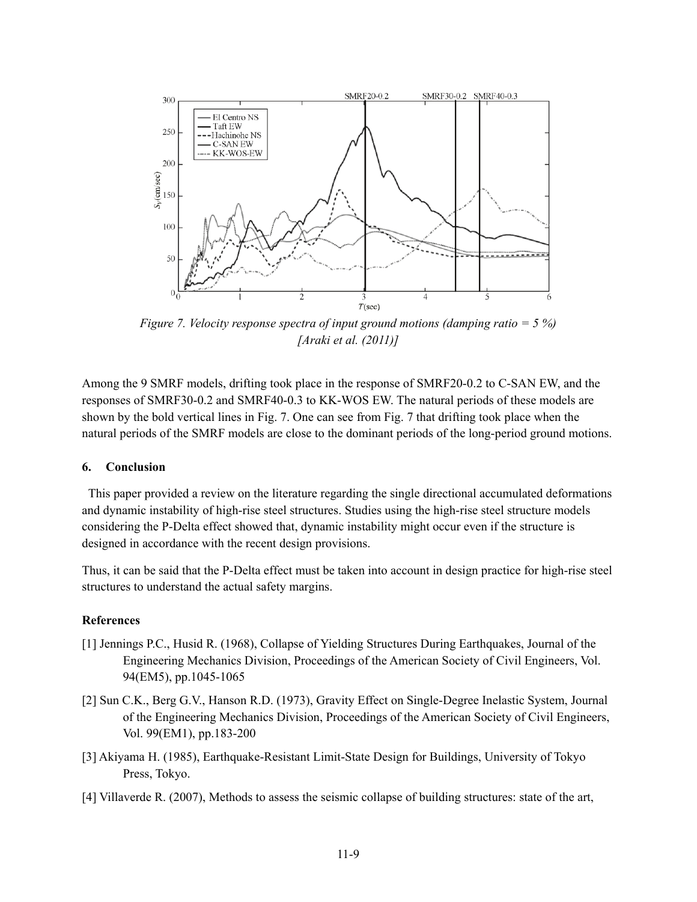*Figure 7. Velocity response spectra of input ground motions (damping ratio = 5 %) [Araki et al. (2011)]*

Among the 9 SMRF models, drifting took place in the response of SMRF20-0.2 to C-SAN EW, and the responses of SMRF30-0.2 and SMRF40-0.3 to KK-WOS EW. The natural periods of these models are shown by the bold vertical lines in Fig. 7. One can see from Fig. 7 that drifting took place when the natural periods of the SMRF models are close to the dominant periods of the long-period ground motions.

## 6. Conclusion

This paper provided a review on the literature regarding the single directional accumulated deformations and dynamic instability of high-rise steel structures. Studies using the high-rise steel structure models considering the P-Delta effect showed that, dynamic instability might occur even if the structure is designed in accordance with the recent design provisions.

Thus, it can be said that the P-Delta effect must be taken into account in design practice for high-rise steel structures to understand the actual safety margins.

### References

[1] Jennings P.C., Husid R. (1968), Collapse of Yielding Structures During Earthquakes, Journal of the Engineering Mechanics Division, Proceedings of the American Society of Civil Engineers, Vol. 94(EM5), pp.1045-1065

[2] Sun C.K., Berg G.V., Hanson R.D. (1973), Gravity Effect on Single-Degree Inelastic System, Journal of the Engineering Mechanics Division, Proceedings of the American Society of Civil Engineers, Vol. 99(EM1), pp.183-200

[3] Akiyama H. (1985), Earthquake-Resistant Limit-State Design for Buildings, University of Tokyo Press, Tokyo.

[4] Villaverde R. (2007), Methods to assess the seismic collapse of building structures: state of the art,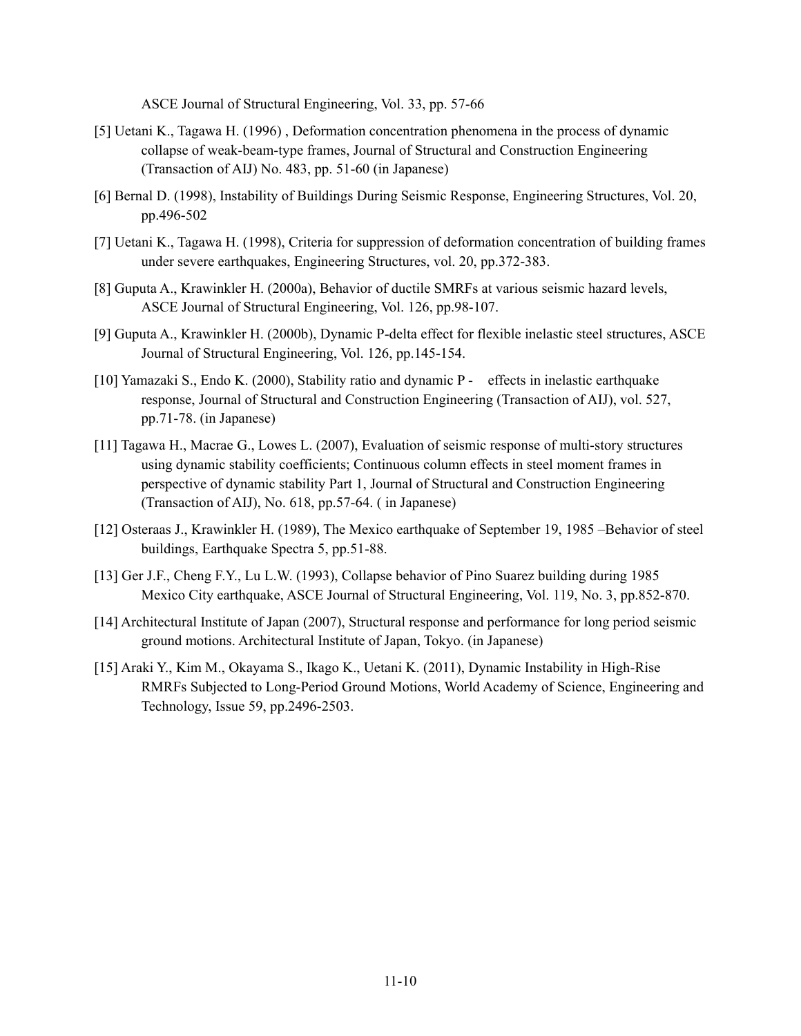ASCE Journal of Structural Engineering, Vol. 33, pp. 57-66

[5] Uetani K., Tagawa H. (1996) , Deformation concentration phenomena in the process of dynamic collapse of weak-beam-type frames, Journal of Structural and Construction Engineering (Transaction of AIJ) No. 483, pp. 51-60 (in Japanese)

[6] Bernal D. (1998), Instability of Buildings During Seismic Response, Engineering Structures, Vol. 20, pp.496-502

[7] Uetani K., Tagawa H. (1998), Criteria for suppression of deformation concentration of building frames under severe earthquakes, Engineering Structures, vol. 20, pp.372-383.

[8] Guputa A., Krawinkler H. (2000a), Behavior of ductile SMRFs at various seismic hazard levels, ASCE Journal of Structural Engineering, Vol. 126, pp.98-107.

[9] Guputa A., Krawinkler H. (2000b), Dynamic P-delta effect for flexible inelastic steel structures, ASCE Journal of Structural Engineering, Vol. 126, pp.145-154.

[10] Yamazaki S., Endo K. (2000), Stability ratio and dynamic P - effects in inelastic earthquake response, Journal of Structural and Construction Engineering (Transaction of AIJ), vol. 527, pp.71-78. (in Japanese)

[11] Tagawa H., Macrae G., Lowes L. (2007), Evaluation of seismic response of multi-story structures using dynamic stability coefficients; Continuous column effects in steel moment frames in perspective of dynamic stability Part 1, Journal of Structural and Construction Engineering (Transaction of AIJ), No. 618, pp.57-64. ( in Japanese)

[12] Osteraas J., Krawinkler H. (1989), The Mexico earthquake of September 19, 1985 –Behavior of steel buildings, Earthquake Spectra 5, pp.51-88.

[13] Ger J.F., Cheng F.Y., Lu L.W. (1993), Collapse behavior of Pino Suarez building during 1985 Mexico City earthquake, ASCE Journal of Structural Engineering, Vol. 119, No. 3, pp.852-870.

[14] Architectural Institute of Japan (2007), Structural response and performance for long period seismic ground motions. Architectural Institute of Japan, Tokyo. (in Japanese)

[15] Araki Y., Kim M., Okayama S., Ikago K., Uetani K. (2011), Dynamic Instability in High-Rise RMRFs Subjected to Long-Period Ground Motions, World Academy of Science, Engineering and Technology, Issue 59, pp.2496-2503.